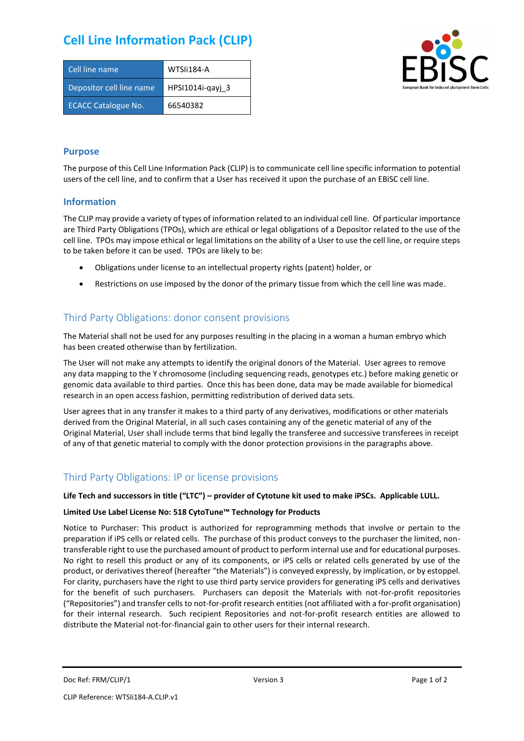# Cell Line Information Pack (CLIP)

| Cell line name | WTSIi184-A |
|---|---|
| Depositor cell line name | HPSI1014i-qayj_3 |
| ECACC Catalogue No. | 66540382 |

## Purpose

The purpose of this Cell Line Information Pack (CLIP) is to communicate cell line specific information to potential users of the cell line, and to confirm that a User has received it upon the purchase of an EBiSC cell line.

## Information

The CLIP may provide a variety of types of information related to an individual cell line. Of particular importance are Third Party Obligations (TPOs), which are ethical or legal obligations of a Depositor related to the use of the cell line. TPOs may impose ethical or legal limitations on the ability of a User to use the cell line, or require steps to be taken before it can be used. TPOs are likely to be:

- Obligations under license to an intellectual property rights (patent) holder, or
- Restrictions on use imposed by the donor of the primary tissue from which the cell line was made.

## Third Party Obligations: donor consent provisions

The Material shall not be used for any purposes resulting in the placing in a woman a human embryo which has been created otherwise than by fertilization.

The User will not make any attempts to identify the original donors of the Material. User agrees to remove any data mapping to the Y chromosome (including sequencing reads, genotypes etc.) before making genetic or genomic data available to third parties. Once this has been done, data may be made available for biomedical research in an open access fashion, permitting redistribution of derived data sets.

User agrees that in any transfer it makes to a third party of any derivatives, modifications or other materials derived from the Original Material, in all such cases containing any of the genetic material of any of the Original Material, User shall include terms that bind legally the transferee and successive transferees in receipt of any of that genetic material to comply with the donor protection provisions in the paragraphs above.

## Third Party Obligations: IP or license provisions

**Life Tech and successors in title ("LTC") – provider of Cytotune kit used to make iPSCs. Applicable LULL.**

**Limited Use Label License No: 518 CytoTune™ Technology for Products**

Notice to Purchaser: This product is authorized for reprogramming methods that involve or pertain to the preparation if iPS cells or related cells. The purchase of this product conveys to the purchaser the limited, non-transferable right to use the purchased amount of product to perform internal use and for educational purposes. No right to resell this product or any of its components, or iPS cells or related cells generated by use of the product, or derivatives thereof (hereafter "the Materials") is conveyed expressly, by implication, or by estoppel. For clarity, purchasers have the right to use third party service providers for generating iPS cells and derivatives for the benefit of such purchasers. Purchasers can deposit the Materials with not-for-profit repositories ("Repositories") and transfer cells to not-for-profit research entities (not affiliated with a for-profit organisation) for their internal research. Such recipient Repositories and not-for-profit research entities are allowed to distribute the Material not-for-financial gain to other users for their internal research.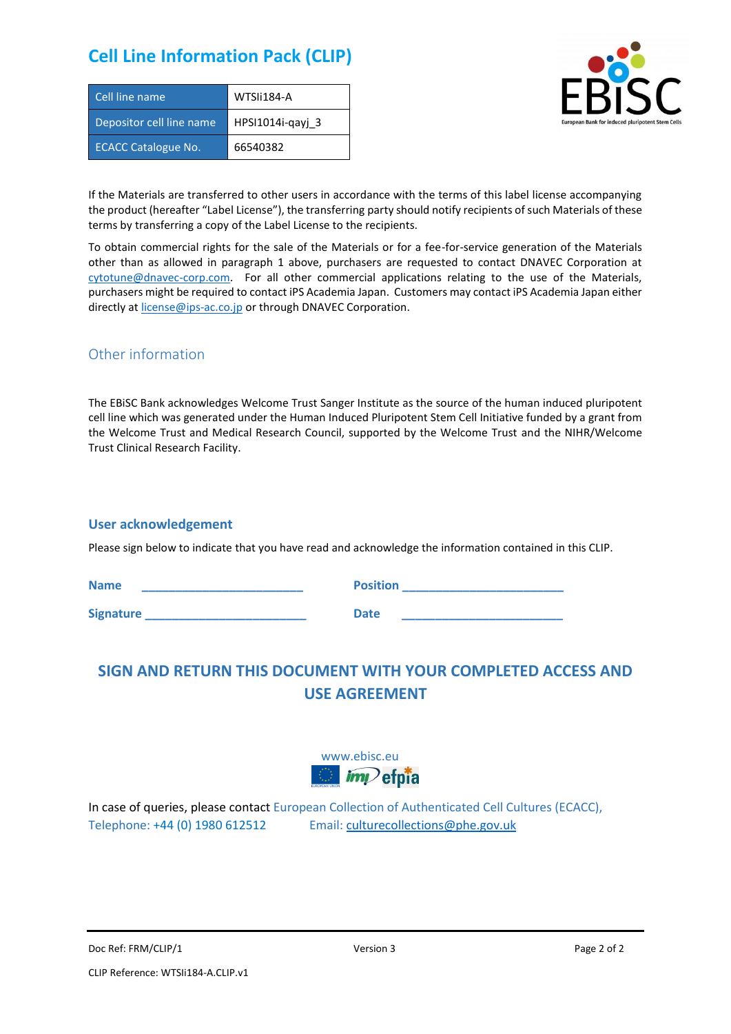# Cell Line Information Pack (CLIP)

| | |
|---|---|
| Cell line name | WTSIi184-A |
| Depositor cell line name | HPSI1014i-qayj_3 |
| ECACC Catalogue No. | 66540382 |

If the Materials are transferred to other users in accordance with the terms of this label license accompanying the product (hereafter "Label License"), the transferring party should notify recipients of such Materials of these terms by transferring a copy of the Label License to the recipients.

To obtain commercial rights for the sale of the Materials or for a fee-for-service generation of the Materials other than as allowed in paragraph 1 above, purchasers are requested to contact DNAVEC Corporation at cytotune@dnavec-corp.com. For all other commercial applications relating to the use of the Materials, purchasers might be required to contact iPS Academia Japan. Customers may contact iPS Academia Japan either directly at license@ips-ac.co.jp or through DNAVEC Corporation.

## Other information

The EBiSC Bank acknowledges Welcome Trust Sanger Institute as the source of the human induced pluripotent cell line which was generated under the Human Induced Pluripotent Stem Cell Initiative funded by a grant from the Welcome Trust and Medical Research Council, supported by the Welcome Trust and the NIHR/Welcome Trust Clinical Research Facility.

## User acknowledgement

Please sign below to indicate that you have read and acknowledge the information contained in this CLIP.

**Name** _________________________ **Position** _________________________

**Signature** _________________________ **Date** _________________________

## SIGN AND RETURN THIS DOCUMENT WITH YOUR COMPLETED ACCESS AND USE AGREEMENT

www.ebisc.eu

In case of queries, please contact European Collection of Authenticated Cell Cultures (ECACC), Telephone: +44 (0) 1980 612512 Email: culturecollections@phe.gov.uk

Doc Ref: FRM/CLIP/1 Version 3

CLIP Reference: WTSIi184-A.CLIP.v1